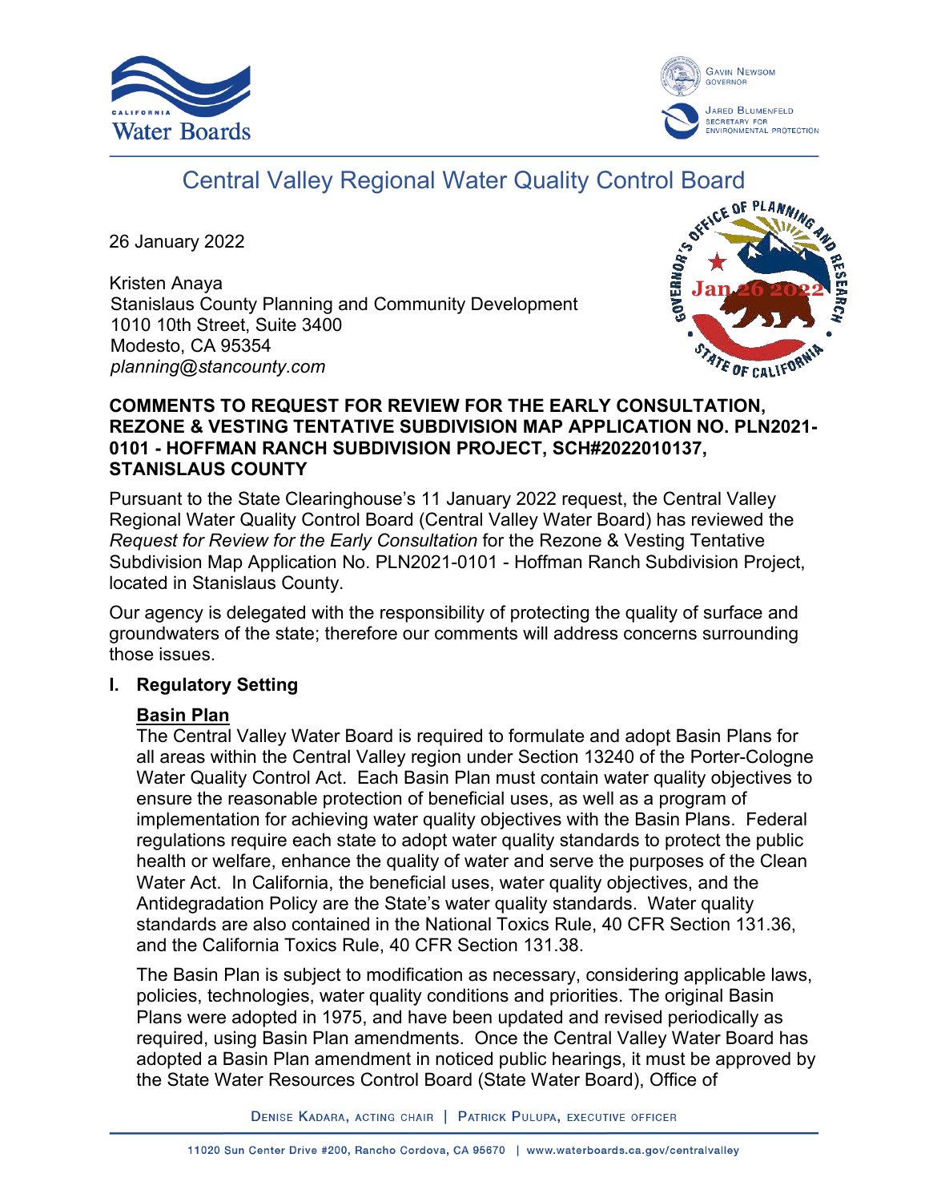# Central Valley Regional Water Quality Control Board

26 January 2022

Kristen Anaya
Stanislaus County Planning and Community Development
1010 10th Street, Suite 3400
Modesto, CA 95354
*planning@stancounty.com*

**COMMENTS TO REQUEST FOR REVIEW FOR THE EARLY CONSULTATION, REZONE & VESTING TENTATIVE SUBDIVISION MAP APPLICATION NO. PLN2021-0101 - HOFFMAN RANCH SUBDIVISION PROJECT, SCH#2022010137, STANISLAUS COUNTY**

Pursuant to the State Clearinghouse's 11 January 2022 request, the Central Valley Regional Water Quality Control Board (Central Valley Water Board) has reviewed the *Request for Review for the Early Consultation* for the Rezone & Vesting Tentative Subdivision Map Application No. PLN2021-0101 - Hoffman Ranch Subdivision Project, located in Stanislaus County.

Our agency is delegated with the responsibility of protecting the quality of surface and groundwaters of the state; therefore our comments will address concerns surrounding those issues.

## I. Regulatory Setting

### Basin Plan

The Central Valley Water Board is required to formulate and adopt Basin Plans for all areas within the Central Valley region under Section 13240 of the Porter-Cologne Water Quality Control Act. Each Basin Plan must contain water quality objectives to ensure the reasonable protection of beneficial uses, as well as a program of implementation for achieving water quality objectives with the Basin Plans. Federal regulations require each state to adopt water quality standards to protect the public health or welfare, enhance the quality of water and serve the purposes of the Clean Water Act. In California, the beneficial uses, water quality objectives, and the Antidegradation Policy are the State's water quality standards. Water quality standards are also contained in the National Toxics Rule, 40 CFR Section 131.36, and the California Toxics Rule, 40 CFR Section 131.38.

The Basin Plan is subject to modification as necessary, considering applicable laws, policies, technologies, water quality conditions and priorities. The original Basin Plans were adopted in 1975, and have been updated and revised periodically as required, using Basin Plan amendments. Once the Central Valley Water Board has adopted a Basin Plan amendment in noticed public hearings, it must be approved by the State Water Resources Control Board (State Water Board), Office of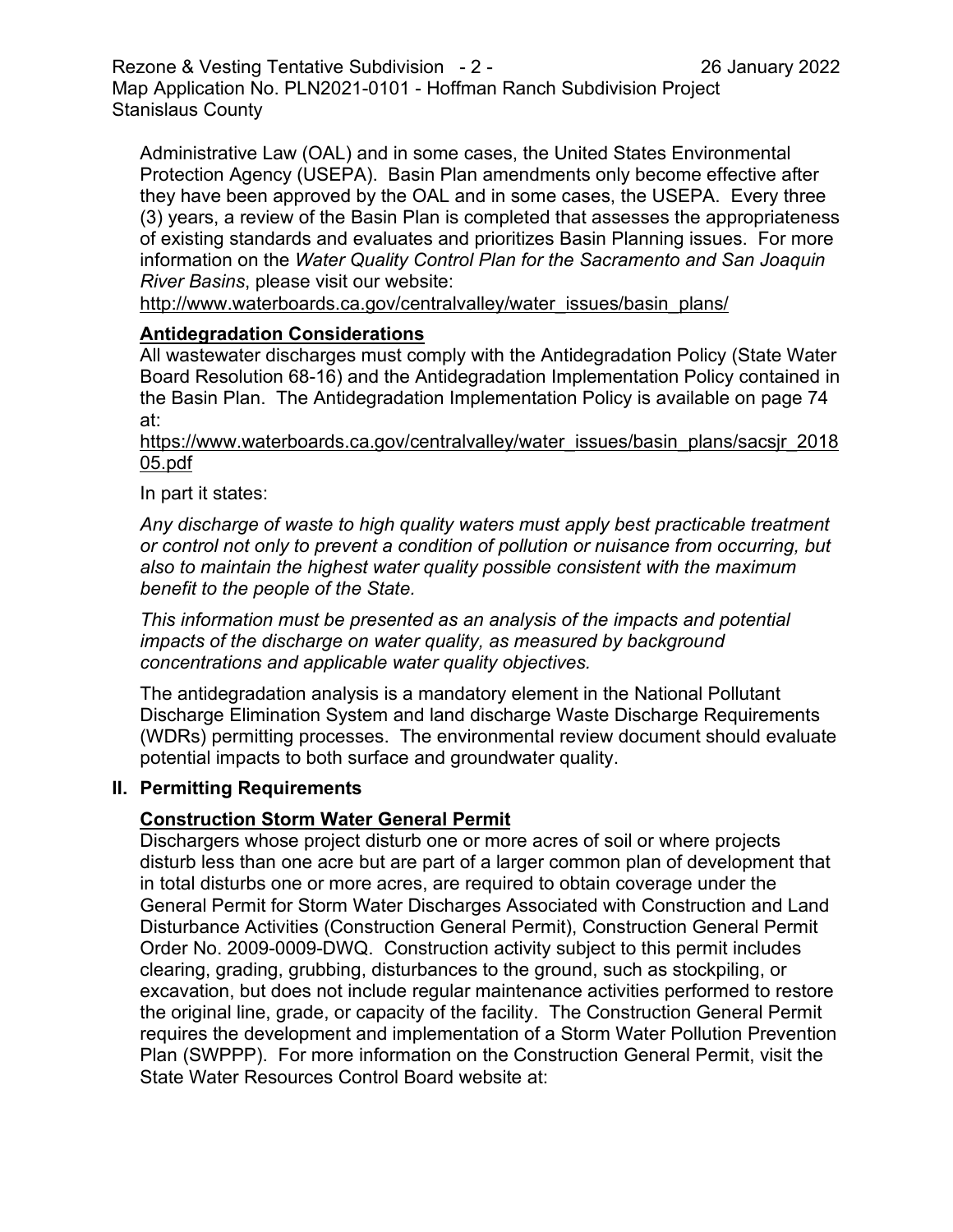Administrative Law (OAL) and in some cases, the United States Environmental Protection Agency (USEPA). Basin Plan amendments only become effective after they have been approved by the OAL and in some cases, the USEPA. Every three (3) years, a review of the Basin Plan is completed that assesses the appropriateness of existing standards and evaluates and prioritizes Basin Planning issues. For more information on the *Water Quality Control Plan for the Sacramento and San Joaquin River Basins*, please visit our website:
http://www.waterboards.ca.gov/centralvalley/water_issues/basin_plans/

**Antidegradation Considerations**

All wastewater discharges must comply with the Antidegradation Policy (State Water Board Resolution 68-16) and the Antidegradation Implementation Policy contained in the Basin Plan. The Antidegradation Implementation Policy is available on page 74 at:
https://www.waterboards.ca.gov/centralvalley/water_issues/basin_plans/sacsjr_201805.pdf

In part it states:

*Any discharge of waste to high quality waters must apply best practicable treatment or control not only to prevent a condition of pollution or nuisance from occurring, but also to maintain the highest water quality possible consistent with the maximum benefit to the people of the State.*

*This information must be presented as an analysis of the impacts and potential impacts of the discharge on water quality, as measured by background concentrations and applicable water quality objectives.*

The antidegradation analysis is a mandatory element in the National Pollutant Discharge Elimination System and land discharge Waste Discharge Requirements (WDRs) permitting processes. The environmental review document should evaluate potential impacts to both surface and groundwater quality.

## II. Permitting Requirements

**Construction Storm Water General Permit**

Dischargers whose project disturb one or more acres of soil or where projects disturb less than one acre but are part of a larger common plan of development that in total disturbs one or more acres, are required to obtain coverage under the General Permit for Storm Water Discharges Associated with Construction and Land Disturbance Activities (Construction General Permit), Construction General Permit Order No. 2009-0009-DWQ. Construction activity subject to this permit includes clearing, grading, grubbing, disturbances to the ground, such as stockpiling, or excavation, but does not include regular maintenance activities performed to restore the original line, grade, or capacity of the facility. The Construction General Permit requires the development and implementation of a Storm Water Pollution Prevention Plan (SWPPP). For more information on the Construction General Permit, visit the State Water Resources Control Board website at: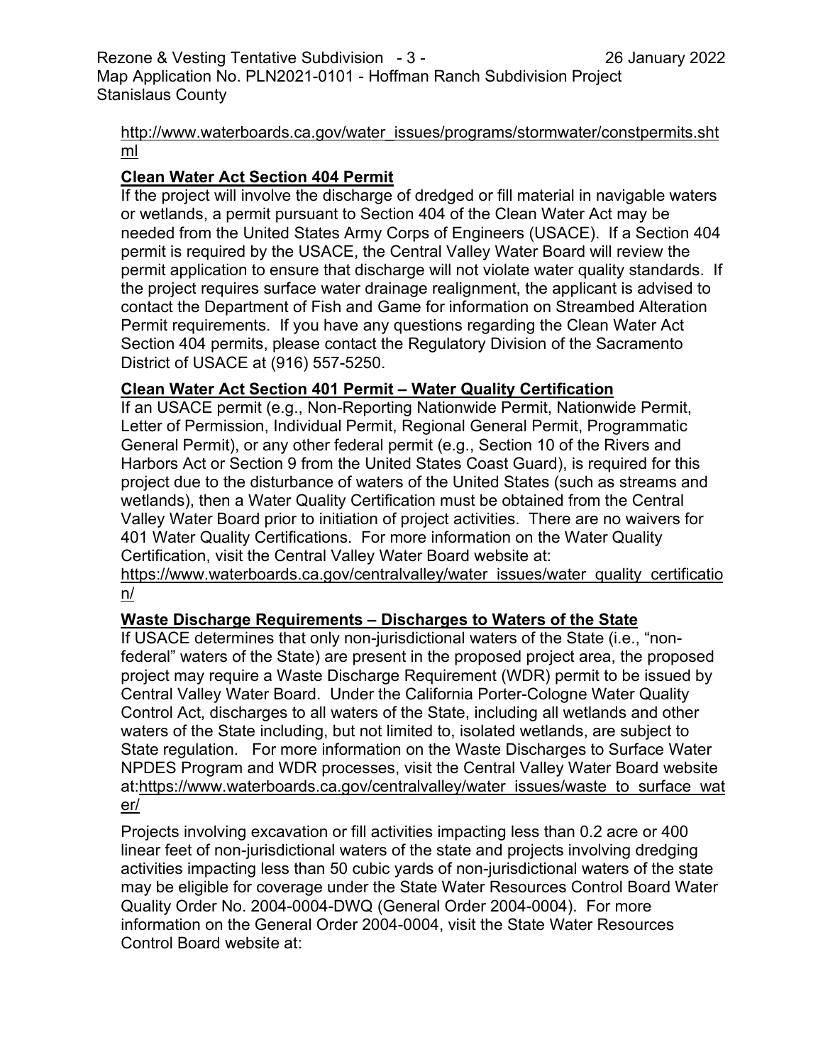http://www.waterboards.ca.gov/water_issues/programs/stormwater/constpermits.shtml

**Clean Water Act Section 404 Permit**

If the project will involve the discharge of dredged or fill material in navigable waters or wetlands, a permit pursuant to Section 404 of the Clean Water Act may be needed from the United States Army Corps of Engineers (USACE). If a Section 404 permit is required by the USACE, the Central Valley Water Board will review the permit application to ensure that discharge will not violate water quality standards. If the project requires surface water drainage realignment, the applicant is advised to contact the Department of Fish and Game for information on Streambed Alteration Permit requirements. If you have any questions regarding the Clean Water Act Section 404 permits, please contact the Regulatory Division of the Sacramento District of USACE at (916) 557-5250.

**Clean Water Act Section 401 Permit – Water Quality Certification**

If an USACE permit (e.g., Non-Reporting Nationwide Permit, Nationwide Permit, Letter of Permission, Individual Permit, Regional General Permit, Programmatic General Permit), or any other federal permit (e.g., Section 10 of the Rivers and Harbors Act or Section 9 from the United States Coast Guard), is required for this project due to the disturbance of waters of the United States (such as streams and wetlands), then a Water Quality Certification must be obtained from the Central Valley Water Board prior to initiation of project activities. There are no waivers for 401 Water Quality Certifications. For more information on the Water Quality Certification, visit the Central Valley Water Board website at: https://www.waterboards.ca.gov/centralvalley/water_issues/water_quality_certification/

**Waste Discharge Requirements – Discharges to Waters of the State**

If USACE determines that only non-jurisdictional waters of the State (i.e., "non-federal" waters of the State) are present in the proposed project area, the proposed project may require a Waste Discharge Requirement (WDR) permit to be issued by Central Valley Water Board. Under the California Porter-Cologne Water Quality Control Act, discharges to all waters of the State, including all wetlands and other waters of the State including, but not limited to, isolated wetlands, are subject to State regulation. For more information on the Waste Discharges to Surface Water NPDES Program and WDR processes, visit the Central Valley Water Board website at:https://www.waterboards.ca.gov/centralvalley/water_issues/waste_to_surface_water/

Projects involving excavation or fill activities impacting less than 0.2 acre or 400 linear feet of non-jurisdictional waters of the state and projects involving dredging activities impacting less than 50 cubic yards of non-jurisdictional waters of the state may be eligible for coverage under the State Water Resources Control Board Water Quality Order No. 2004-0004-DWQ (General Order 2004-0004). For more information on the General Order 2004-0004, visit the State Water Resources Control Board website at: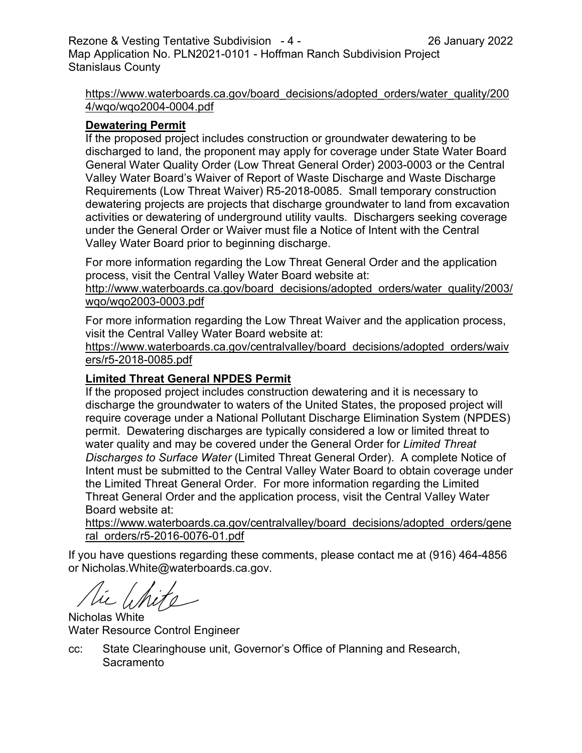https://www.waterboards.ca.gov/board_decisions/adopted_orders/water_quality/2004/wqo/wqo2004-0004.pdf

**Dewatering Permit**

If the proposed project includes construction or groundwater dewatering to be discharged to land, the proponent may apply for coverage under State Water Board General Water Quality Order (Low Threat General Order) 2003-0003 or the Central Valley Water Board's Waiver of Report of Waste Discharge and Waste Discharge Requirements (Low Threat Waiver) R5-2018-0085. Small temporary construction dewatering projects are projects that discharge groundwater to land from excavation activities or dewatering of underground utility vaults. Dischargers seeking coverage under the General Order or Waiver must file a Notice of Intent with the Central Valley Water Board prior to beginning discharge.

For more information regarding the Low Threat General Order and the application process, visit the Central Valley Water Board website at:
http://www.waterboards.ca.gov/board_decisions/adopted_orders/water_quality/2003/wqo/wqo2003-0003.pdf

For more information regarding the Low Threat Waiver and the application process, visit the Central Valley Water Board website at:
https://www.waterboards.ca.gov/centralvalley/board_decisions/adopted_orders/waivers/r5-2018-0085.pdf

**Limited Threat General NPDES Permit**

If the proposed project includes construction dewatering and it is necessary to discharge the groundwater to waters of the United States, the proposed project will require coverage under a National Pollutant Discharge Elimination System (NPDES) permit. Dewatering discharges are typically considered a low or limited threat to water quality and may be covered under the General Order for *Limited Threat Discharges to Surface Water* (Limited Threat General Order). A complete Notice of Intent must be submitted to the Central Valley Water Board to obtain coverage under the Limited Threat General Order. For more information regarding the Limited Threat General Order and the application process, visit the Central Valley Water Board website at:
https://www.waterboards.ca.gov/centralvalley/board_decisions/adopted_orders/general_orders/r5-2016-0076-01.pdf

If you have questions regarding these comments, please contact me at (916) 464-4856 or Nicholas.White@waterboards.ca.gov.

Nic White

Nicholas White
Water Resource Control Engineer

cc: State Clearinghouse unit, Governor's Office of Planning and Research, Sacramento